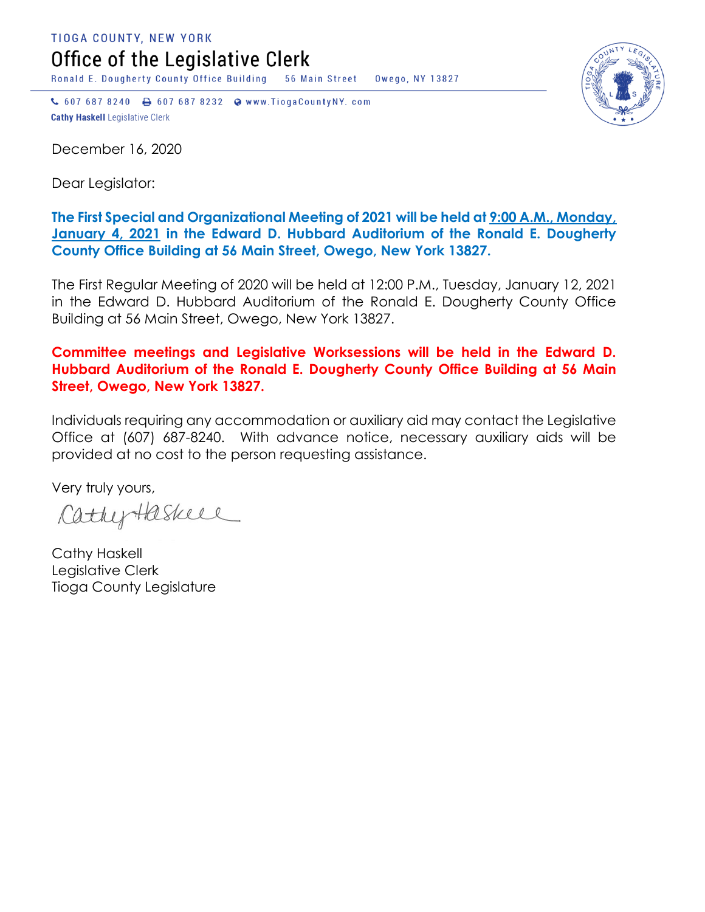TIOGA COUNTY, NEW YORK

# Office of the Legislative Clerk

Ronald E. Dougherty County Office Building 56 Main Street Owego, NY 13827

607 687 8240 607 687 8232 www.TiogaCountyNY. com

**Cathy Haskell** Legislative Clerk

December 16, 2020

Dear Legislator:

**The First Special and Organizational Meeting of 2021 will be held at 9:00 A.M., Monday, January 4, 2021 in the Edward D. Hubbard Auditorium of the Ronald E. Dougherty County Office Building at 56 Main Street, Owego, New York 13827.**

The First Regular Meeting of 2020 will be held at 12:00 P.M., Tuesday, January 12, 2021 in the Edward D. Hubbard Auditorium of the Ronald E. Dougherty County Office Building at 56 Main Street, Owego, New York 13827.

**Committee meetings and Legislative Worksessions will be held in the Edward D. Hubbard Auditorium of the Ronald E. Dougherty County Office Building at 56 Main Street, Owego, New York 13827.**

Individuals requiring any accommodation or auxiliary aid may contact the Legislative Office at (607) 687-8240. With advance notice, necessary auxiliary aids will be provided at no cost to the person requesting assistance.

Very truly yours,

Cathy Haskell

Cathy Haskell
Legislative Clerk
Tioga County Legislature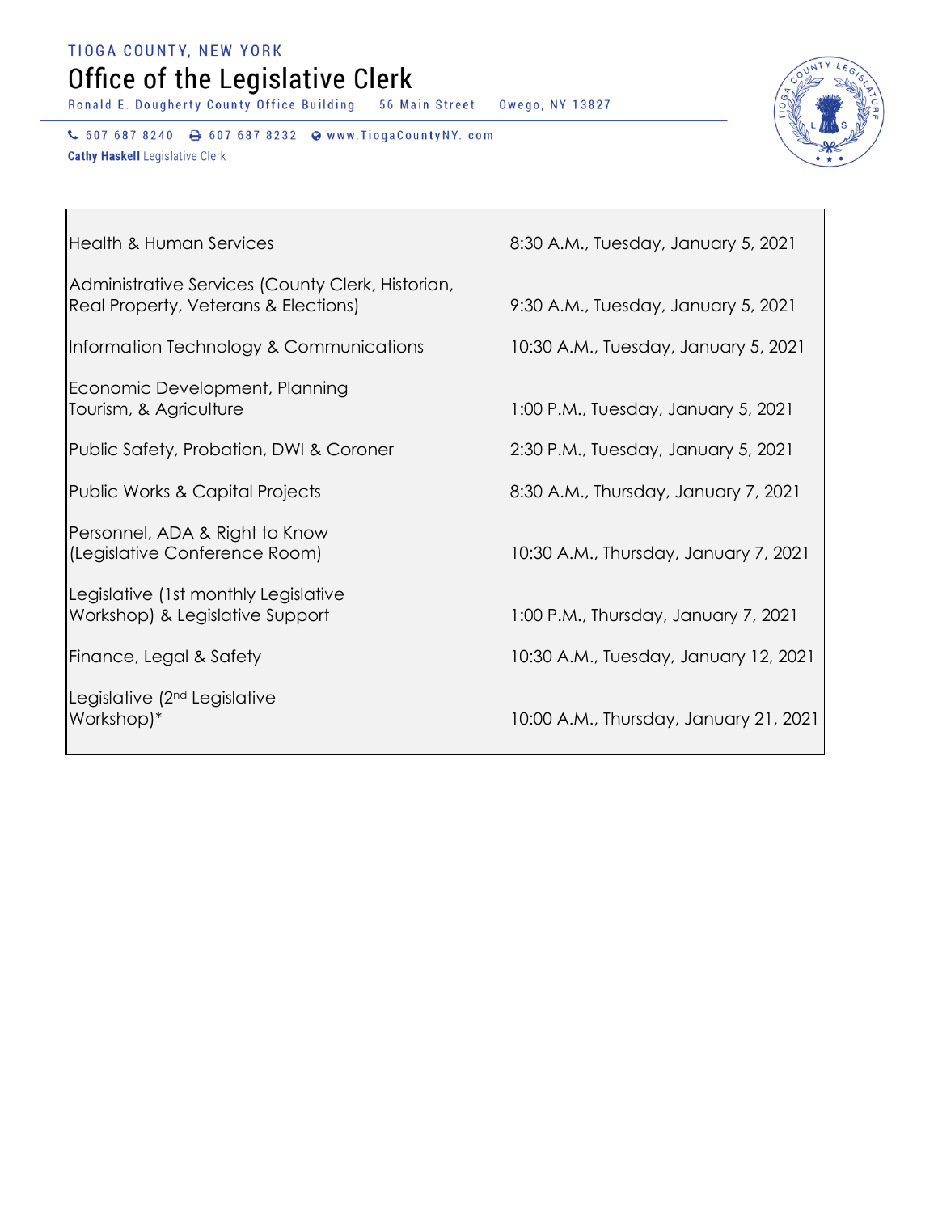TIOGA COUNTY, NEW YORK

# Office of the Legislative Clerk

Ronald E. Dougherty County Office Building 56 Main Street Owego, NY 13827

607 687 8240 607 687 8232 www.TiogaCountyNY. com

**Cathy Haskell** Legislative Clerk

| | |
|---|---|
| Health & Human Services | 8:30 A.M., Tuesday, January 5, 2021 |
| Administrative Services (County Clerk, Historian, Real Property, Veterans & Elections) | 9:30 A.M., Tuesday, January 5, 2021 |
| Information Technology & Communications | 10:30 A.M., Tuesday, January 5, 2021 |
| Economic Development, Planning Tourism, & Agriculture | 1:00 P.M., Tuesday, January 5, 2021 |
| Public Safety, Probation, DWI & Coroner | 2:30 P.M., Tuesday, January 5, 2021 |
| Public Works & Capital Projects | 8:30 A.M., Thursday, January 7, 2021 |
| Personnel, ADA & Right to Know (Legislative Conference Room) | 10:30 A.M., Thursday, January 7, 2021 |
| Legislative (1st monthly Legislative Workshop) & Legislative Support | 1:00 P.M., Thursday, January 7, 2021 |
| Finance, Legal & Safety | 10:30 A.M., Tuesday, January 12, 2021 |
| Legislative (2nd Legislative Workshop)* | 10:00 A.M., Thursday, January 21, 2021 |